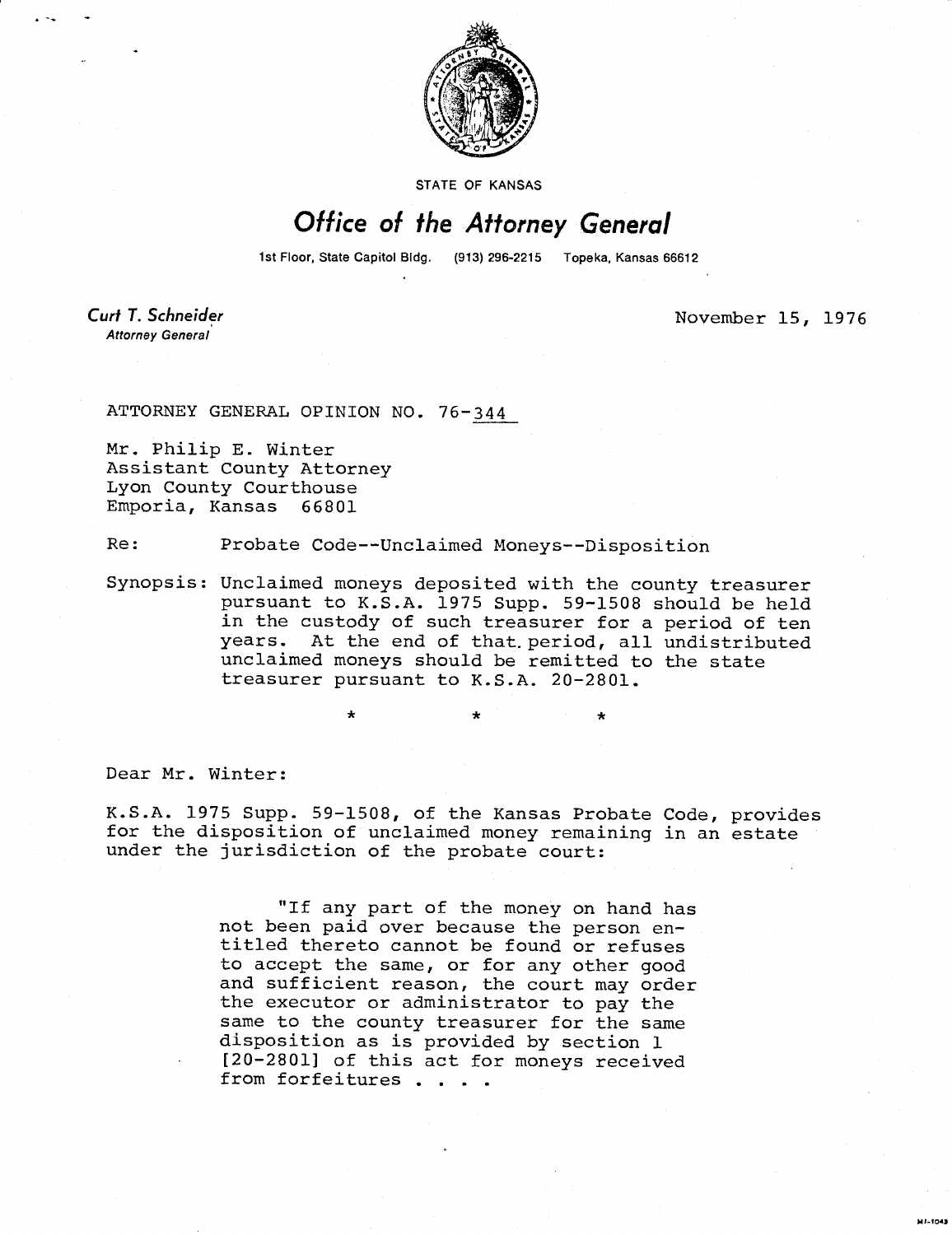STATE OF KANSAS

# *Office of the Attorney General*

1st Floor, State Capitol Bldg. (913) 296-2215 Topeka, Kansas 66612

*Curt T. Schneider*
*Attorney General*

November 15, 1976

ATTORNEY GENERAL OPINION NO. 76-344

Mr. Philip E. Winter
Assistant County Attorney
Lyon County Courthouse
Emporia, Kansas 66801

Re: Probate Code--Unclaimed Moneys--Disposition

Synopsis: Unclaimed moneys deposited with the county treasurer pursuant to K.S.A. 1975 Supp. 59-1508 should be held in the custody of such treasurer for a period of ten years. At the end of that period, all undistributed unclaimed moneys should be remitted to the state treasurer pursuant to K.S.A. 20-2801.

\* \* \*

Dear Mr. Winter:

K.S.A. 1975 Supp. 59-1508, of the Kansas Probate Code, provides for the disposition of unclaimed money remaining in an estate under the jurisdiction of the probate court:

> "If any part of the money on hand has not been paid over because the person entitled thereto cannot be found or refuses to accept the same, or for any other good and sufficient reason, the court may order the executor or administrator to pay the same to the county treasurer for the same disposition as is provided by section 1 [20-2801] of this act for moneys received from forfeitures . . . .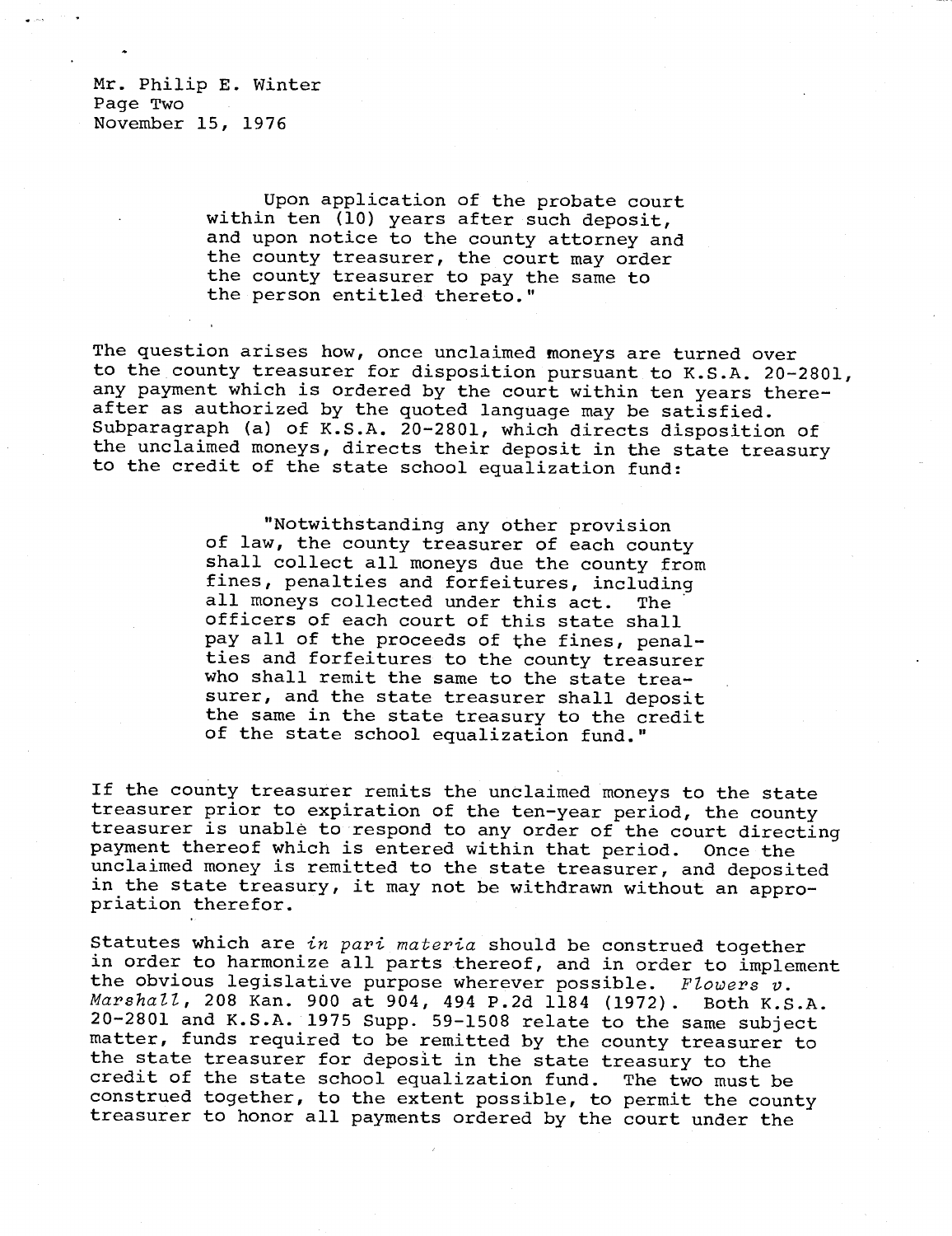Upon application of the probate court within ten (10) years after such deposit, and upon notice to the county attorney and the county treasurer, the court may order the county treasurer to pay the same to the person entitled thereto."

The question arises how, once unclaimed moneys are turned over to the county treasurer for disposition pursuant to K.S.A. 20-2801, any payment which is ordered by the court within ten years thereafter as authorized by the quoted language may be satisfied. Subparagraph (a) of K.S.A. 20-2801, which directs disposition of the unclaimed moneys, directs their deposit in the state treasury to the credit of the state school equalization fund:

> "Notwithstanding any other provision of law, the county treasurer of each county shall collect all moneys due the county from fines, penalties and forfeitures, including all moneys collected under this act. The officers of each court of this state shall pay all of the proceeds of the fines, penalties and forfeitures to the county treasurer who shall remit the same to the state treasurer, and the state treasurer shall deposit the same in the state treasury to the credit of the state school equalization fund."

If the county treasurer remits the unclaimed moneys to the state treasurer prior to expiration of the ten-year period, the county treasurer is unable to respond to any order of the court directing payment thereof which is entered within that period. Once the unclaimed money is remitted to the state treasurer, and deposited in the state treasury, it may not be withdrawn without an appropriation therefor.

Statutes which are *in pari materia* should be construed together in order to harmonize all parts thereof, and in order to implement the obvious legislative purpose wherever possible. *Flowers v. Marshall*, 208 Kan. 900 at 904, 494 P.2d 1184 (1972). Both K.S.A. 20-2801 and K.S.A. 1975 Supp. 59-1508 relate to the same subject matter, funds required to be remitted by the county treasurer to the state treasurer for deposit in the state treasury to the credit of the state school equalization fund. The two must be construed together, to the extent possible, to permit the county treasurer to honor all payments ordered by the court under the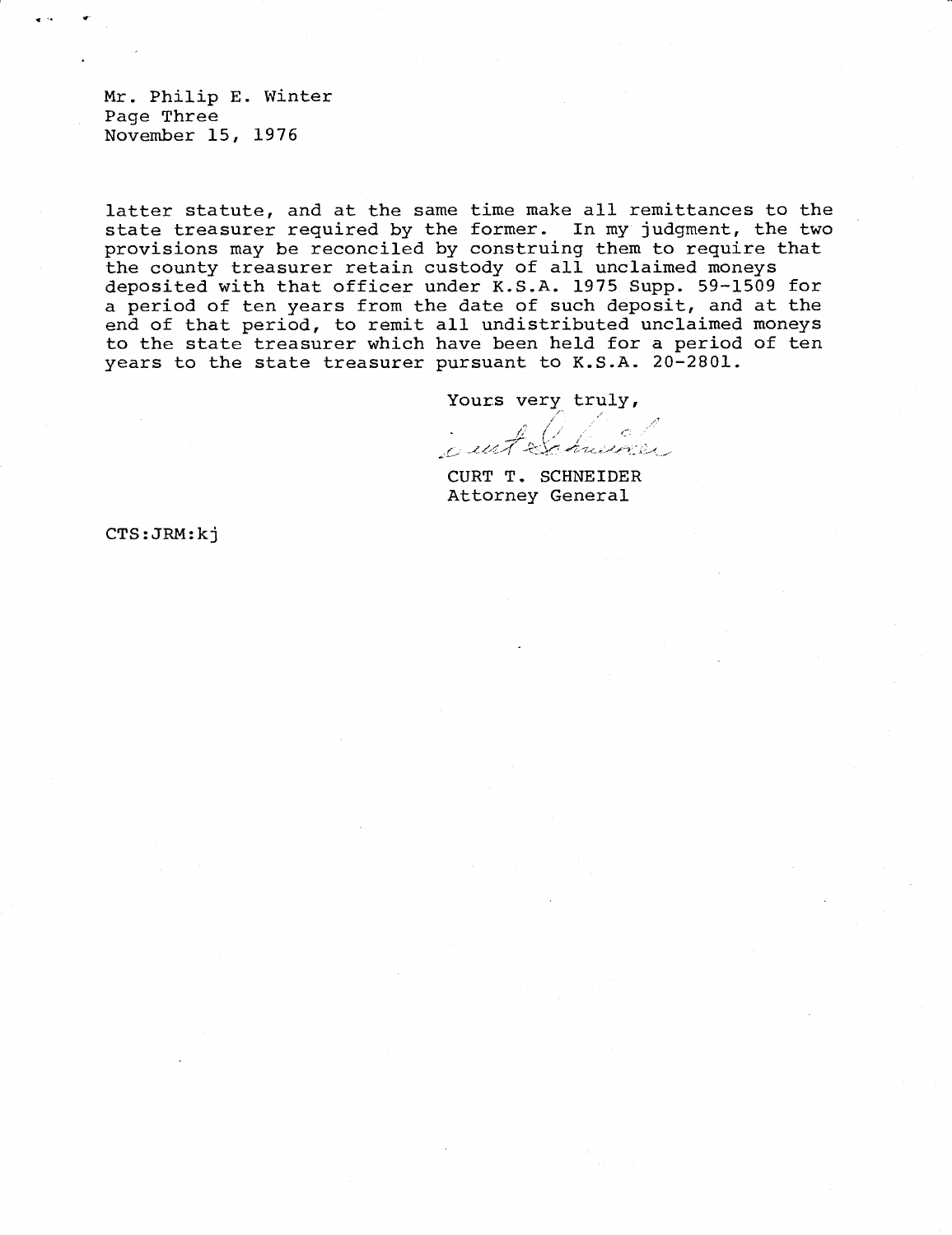Mr. Philip E. Winter
Page Three
November 15, 1976

latter statute, and at the same time make all remittances to the state treasurer required by the former. In my judgment, the two provisions may be reconciled by construing them to require that the county treasurer retain custody of all unclaimed moneys deposited with that officer under K.S.A. 1975 Supp. 59-1509 for a period of ten years from the date of such deposit, and at the end of that period, to remit all undistributed unclaimed moneys to the state treasurer which have been held for a period of ten years to the state treasurer pursuant to K.S.A. 20-2801.

Yours very truly,

CURT T. SCHNEIDER
Attorney General

CTS:JRM:kj